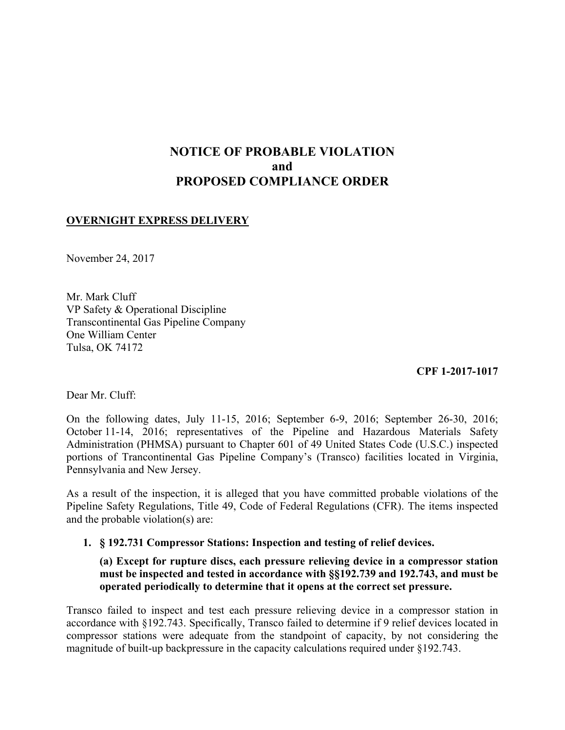# NOTICE OF PROBABLE VIOLATION
# and
# PROPOSED COMPLIANCE ORDER

**OVERNIGHT EXPRESS DELIVERY**

November 24, 2017

Mr. Mark Cluff
VP Safety & Operational Discipline
Transcontinental Gas Pipeline Company
One William Center
Tulsa, OK 74172

**CPF 1-2017-1017**

Dear Mr. Cluff:

On the following dates, July 11-15, 2016; September 6-9, 2016; September 26-30, 2016; October 11-14, 2016; representatives of the Pipeline and Hazardous Materials Safety Administration (PHMSA) pursuant to Chapter 601 of 49 United States Code (U.S.C.) inspected portions of Trancontinental Gas Pipeline Company's (Transco) facilities located in Virginia, Pennsylvania and New Jersey.

As a result of the inspection, it is alleged that you have committed probable violations of the Pipeline Safety Regulations, Title 49, Code of Federal Regulations (CFR). The items inspected and the probable violation(s) are:

1. **§ 192.731 Compressor Stations: Inspection and testing of relief devices.**

   **(a) Except for rupture discs, each pressure relieving device in a compressor station must be inspected and tested in accordance with §§192.739 and 192.743, and must be operated periodically to determine that it opens at the correct set pressure.**

Transco failed to inspect and test each pressure relieving device in a compressor station in accordance with §192.743. Specifically, Transco failed to determine if 9 relief devices located in compressor stations were adequate from the standpoint of capacity, by not considering the magnitude of built-up backpressure in the capacity calculations required under §192.743.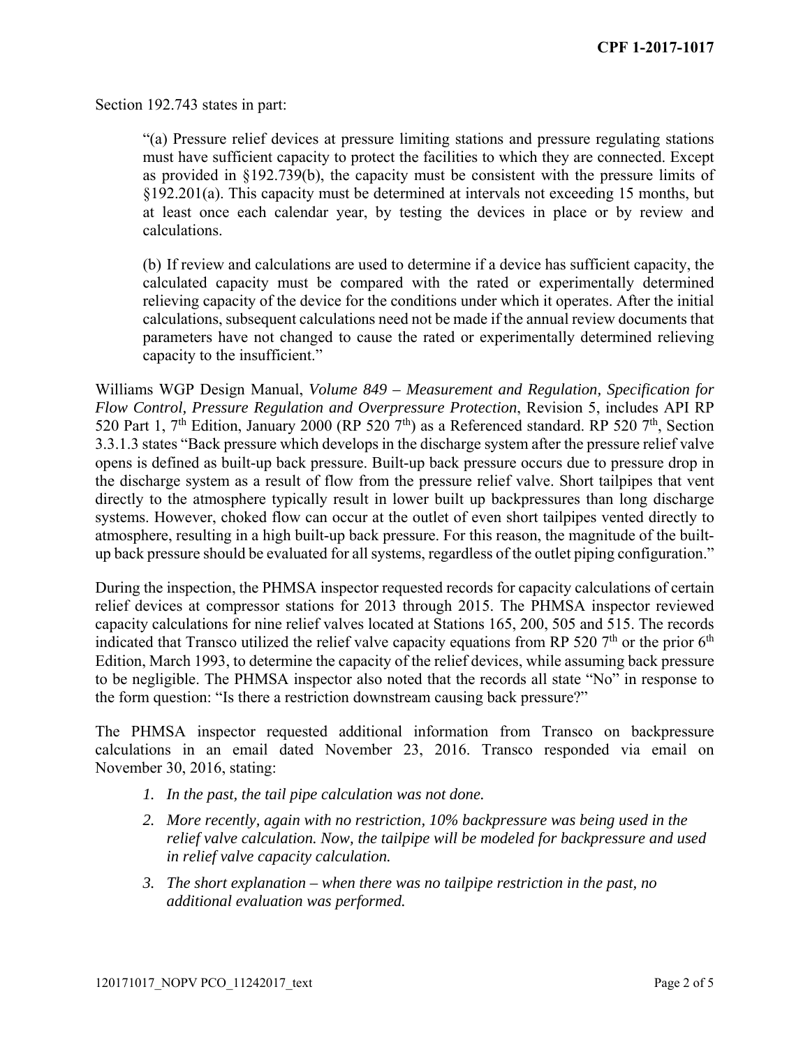Section 192.743 states in part:

> "(a) Pressure relief devices at pressure limiting stations and pressure regulating stations must have sufficient capacity to protect the facilities to which they are connected. Except as provided in §192.739(b), the capacity must be consistent with the pressure limits of §192.201(a). This capacity must be determined at intervals not exceeding 15 months, but at least once each calendar year, by testing the devices in place or by review and calculations.
>
> (b) If review and calculations are used to determine if a device has sufficient capacity, the calculated capacity must be compared with the rated or experimentally determined relieving capacity of the device for the conditions under which it operates. After the initial calculations, subsequent calculations need not be made if the annual review documents that parameters have not changed to cause the rated or experimentally determined relieving capacity to the insufficient."

Williams WGP Design Manual, *Volume 849 – Measurement and Regulation, Specification for Flow Control, Pressure Regulation and Overpressure Protection*, Revision 5, includes API RP 520 Part 1, 7th Edition, January 2000 (RP 520 7th) as a Referenced standard. RP 520 7th, Section 3.3.1.3 states "Back pressure which develops in the discharge system after the pressure relief valve opens is defined as built-up back pressure. Built-up back pressure occurs due to pressure drop in the discharge system as a result of flow from the pressure relief valve. Short tailpipes that vent directly to the atmosphere typically result in lower built up backpressures than long discharge systems. However, choked flow can occur at the outlet of even short tailpipes vented directly to atmosphere, resulting in a high built-up back pressure. For this reason, the magnitude of the built-up back pressure should be evaluated for all systems, regardless of the outlet piping configuration."

During the inspection, the PHMSA inspector requested records for capacity calculations of certain relief devices at compressor stations for 2013 through 2015. The PHMSA inspector reviewed capacity calculations for nine relief valves located at Stations 165, 200, 505 and 515. The records indicated that Transco utilized the relief valve capacity equations from RP 520 7th or the prior 6th Edition, March 1993, to determine the capacity of the relief devices, while assuming back pressure to be negligible. The PHMSA inspector also noted that the records all state "No" in response to the form question: "Is there a restriction downstream causing back pressure?"

The PHMSA inspector requested additional information from Transco on backpressure calculations in an email dated November 23, 2016. Transco responded via email on November 30, 2016, stating:

1. *In the past, the tail pipe calculation was not done.*
2. *More recently, again with no restriction, 10% backpressure was being used in the relief valve calculation. Now, the tailpipe will be modeled for backpressure and used in relief valve capacity calculation.*
3. *The short explanation – when there was no tailpipe restriction in the past, no additional evaluation was performed.*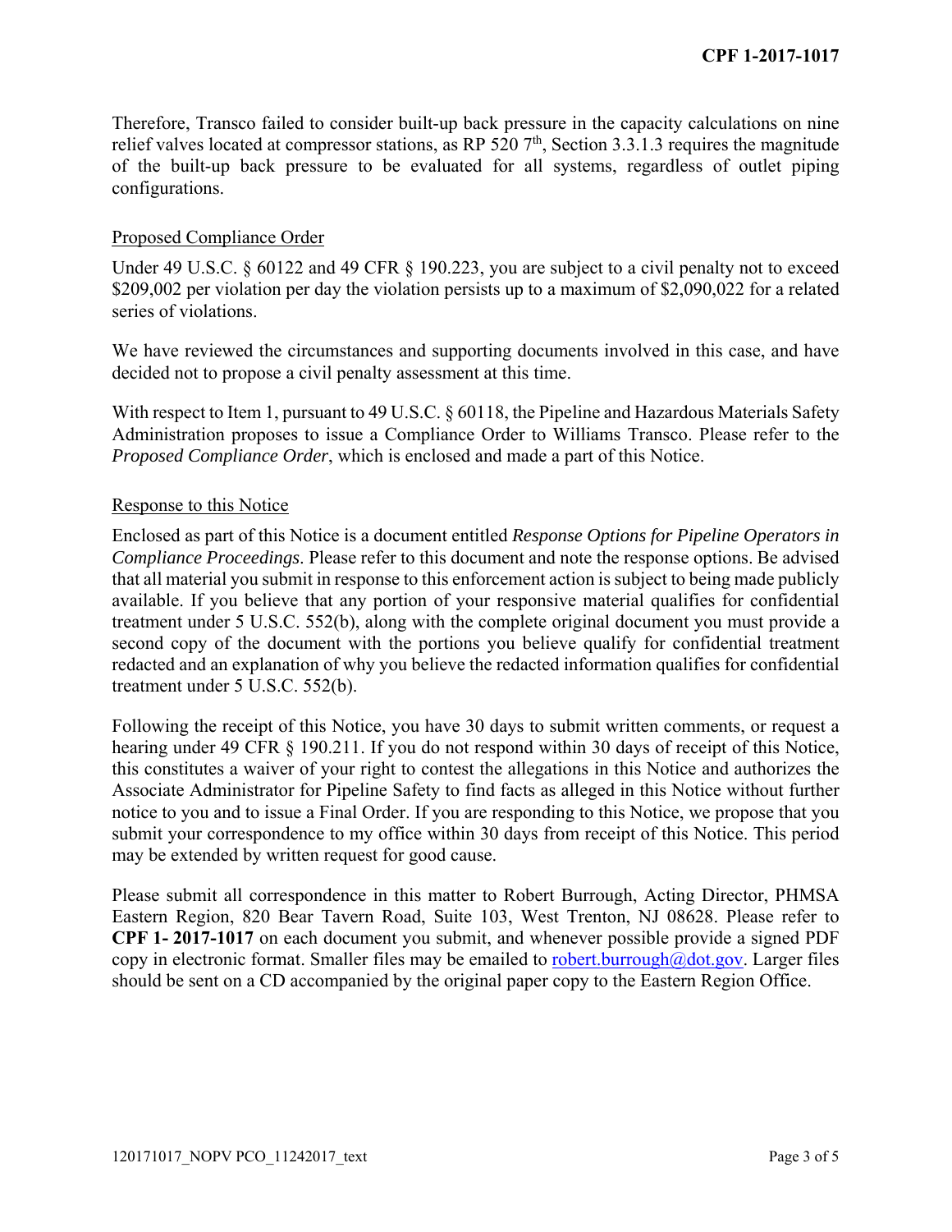Therefore, Transco failed to consider built-up back pressure in the capacity calculations on nine relief valves located at compressor stations, as RP 520 7th, Section 3.3.1.3 requires the magnitude of the built-up back pressure to be evaluated for all systems, regardless of outlet piping configurations.

Proposed Compliance Order

Under 49 U.S.C. § 60122 and 49 CFR § 190.223, you are subject to a civil penalty not to exceed $209,002 per violation per day the violation persists up to a maximum of $2,090,022 for a related series of violations.

We have reviewed the circumstances and supporting documents involved in this case, and have decided not to propose a civil penalty assessment at this time.

With respect to Item 1, pursuant to 49 U.S.C. § 60118, the Pipeline and Hazardous Materials Safety Administration proposes to issue a Compliance Order to Williams Transco. Please refer to the *Proposed Compliance Order*, which is enclosed and made a part of this Notice.

Response to this Notice

Enclosed as part of this Notice is a document entitled *Response Options for Pipeline Operators in Compliance Proceedings*. Please refer to this document and note the response options. Be advised that all material you submit in response to this enforcement action is subject to being made publicly available. If you believe that any portion of your responsive material qualifies for confidential treatment under 5 U.S.C. 552(b), along with the complete original document you must provide a second copy of the document with the portions you believe qualify for confidential treatment redacted and an explanation of why you believe the redacted information qualifies for confidential treatment under 5 U.S.C. 552(b).

Following the receipt of this Notice, you have 30 days to submit written comments, or request a hearing under 49 CFR § 190.211. If you do not respond within 30 days of receipt of this Notice, this constitutes a waiver of your right to contest the allegations in this Notice and authorizes the Associate Administrator for Pipeline Safety to find facts as alleged in this Notice without further notice to you and to issue a Final Order. If you are responding to this Notice, we propose that you submit your correspondence to my office within 30 days from receipt of this Notice. This period may be extended by written request for good cause.

Please submit all correspondence in this matter to Robert Burrough, Acting Director, PHMSA Eastern Region, 820 Bear Tavern Road, Suite 103, West Trenton, NJ 08628. Please refer to **CPF 1- 2017-1017** on each document you submit, and whenever possible provide a signed PDF copy in electronic format. Smaller files may be emailed to robert.burrough@dot.gov. Larger files should be sent on a CD accompanied by the original paper copy to the Eastern Region Office.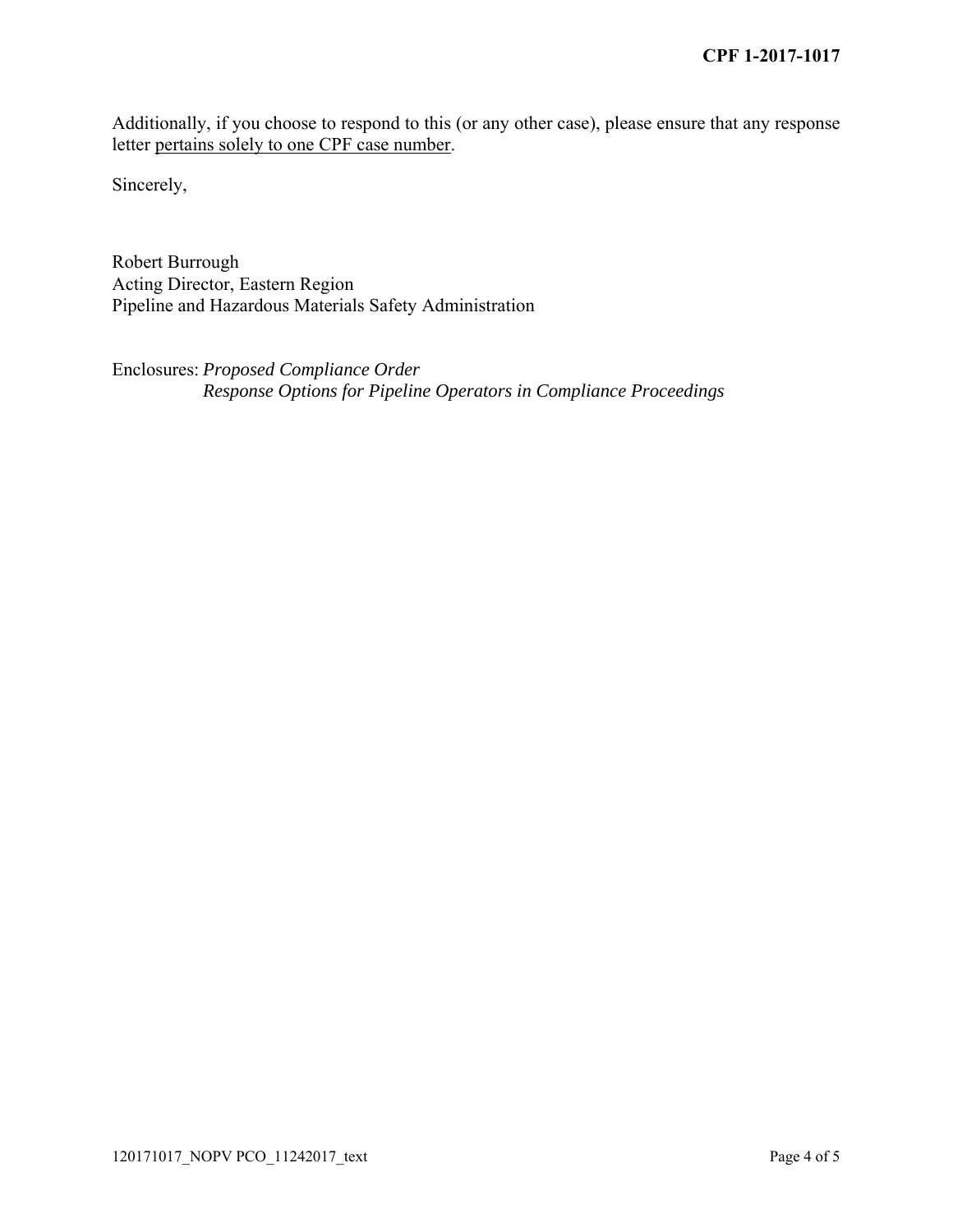Additionally, if you choose to respond to this (or any other case), please ensure that any response letter pertains solely to one CPF case number.

Sincerely,

Robert Burrough
Acting Director, Eastern Region
Pipeline and Hazardous Materials Safety Administration

Enclosures: *Proposed Compliance Order*
*Response Options for Pipeline Operators in Compliance Proceedings*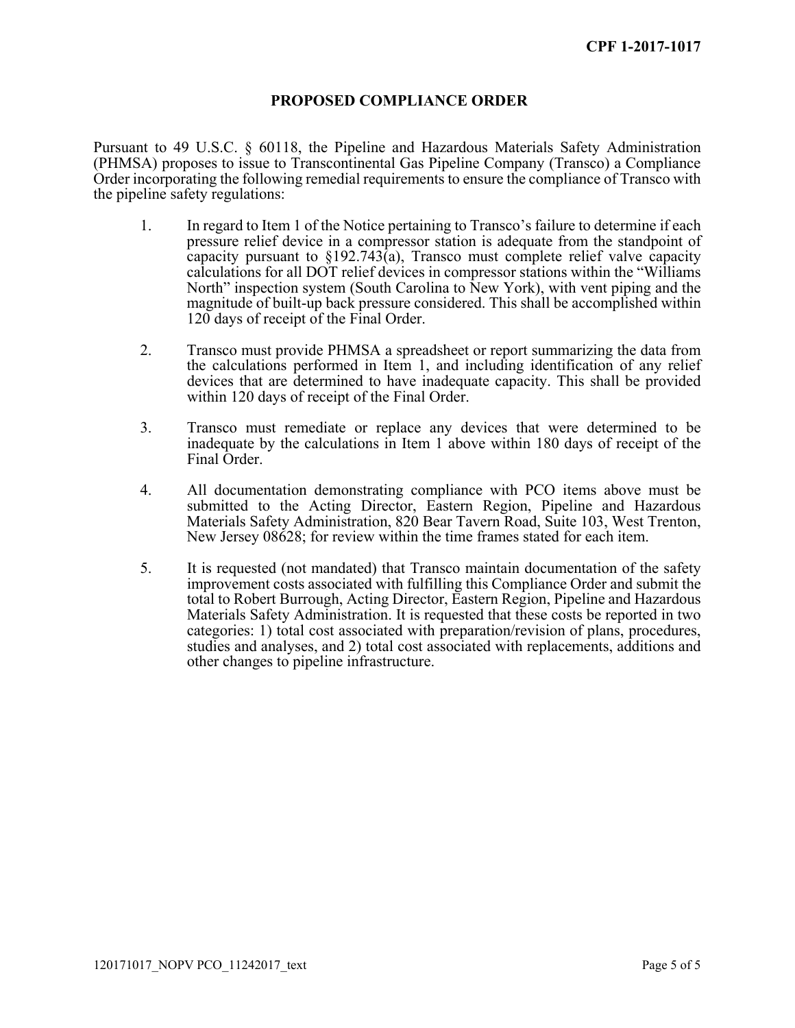## PROPOSED COMPLIANCE ORDER

Pursuant to 49 U.S.C. § 60118, the Pipeline and Hazardous Materials Safety Administration (PHMSA) proposes to issue to Transcontinental Gas Pipeline Company (Transco) a Compliance Order incorporating the following remedial requirements to ensure the compliance of Transco with the pipeline safety regulations:

1. In regard to Item 1 of the Notice pertaining to Transco's failure to determine if each pressure relief device in a compressor station is adequate from the standpoint of capacity pursuant to §192.743(a), Transco must complete relief valve capacity calculations for all DOT relief devices in compressor stations within the "Williams North" inspection system (South Carolina to New York), with vent piping and the magnitude of built-up back pressure considered. This shall be accomplished within 120 days of receipt of the Final Order.

2. Transco must provide PHMSA a spreadsheet or report summarizing the data from the calculations performed in Item 1, and including identification of any relief devices that are determined to have inadequate capacity. This shall be provided within 120 days of receipt of the Final Order.

3. Transco must remediate or replace any devices that were determined to be inadequate by the calculations in Item 1 above within 180 days of receipt of the Final Order.

4. All documentation demonstrating compliance with PCO items above must be submitted to the Acting Director, Eastern Region, Pipeline and Hazardous Materials Safety Administration, 820 Bear Tavern Road, Suite 103, West Trenton, New Jersey 08628; for review within the time frames stated for each item.

5. It is requested (not mandated) that Transco maintain documentation of the safety improvement costs associated with fulfilling this Compliance Order and submit the total to Robert Burrough, Acting Director, Eastern Region, Pipeline and Hazardous Materials Safety Administration. It is requested that these costs be reported in two categories: 1) total cost associated with preparation/revision of plans, procedures, studies and analyses, and 2) total cost associated with replacements, additions and other changes to pipeline infrastructure.